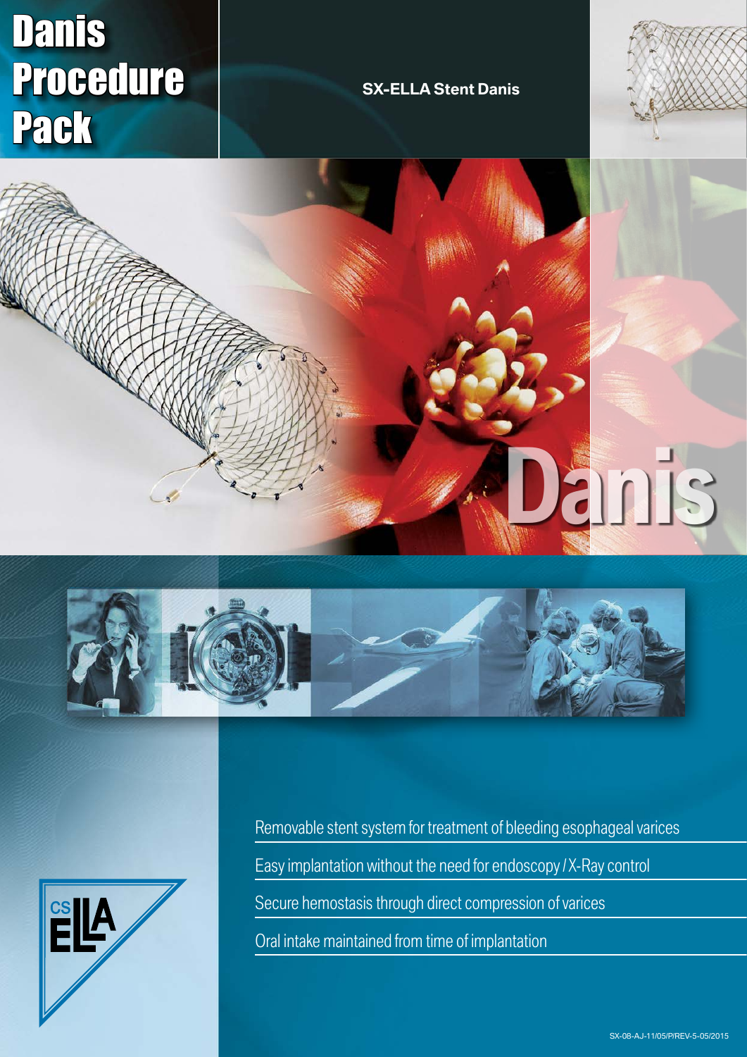# Danis Procedure Pack

**SX-ELLA Stent Danis**

Danis

Removable stent system for treatment of bleeding esophageal varices

Easy implantation without the need for endoscopy / X-Ray control

Secure hemostasis through direct compression of varices

Oral intake maintained from time of implantation

SX-08-AJ-11/05/P/REV-5-05/2015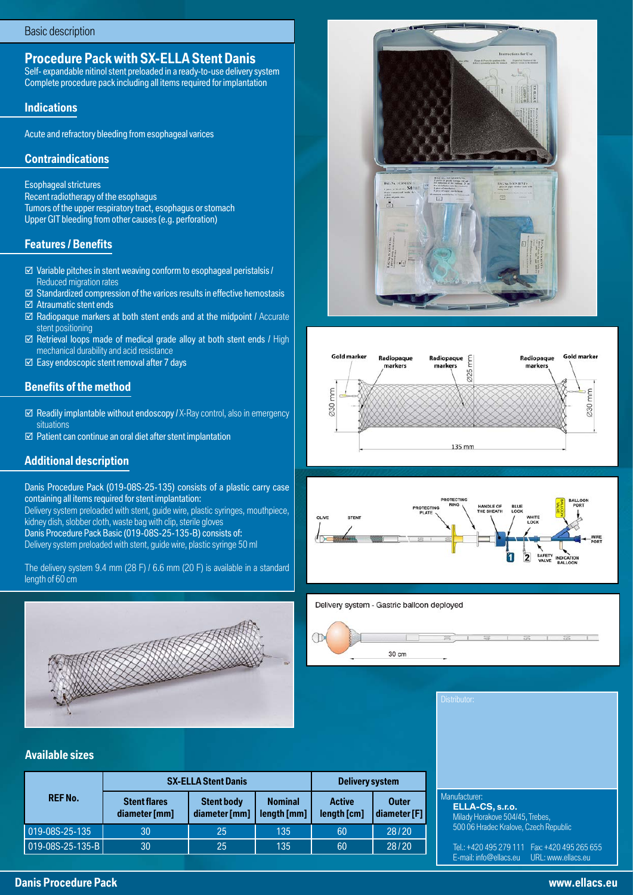Basic description

## Procedure Pack with SX-ELLA Stent Danis

Self- expandable nitinol stent preloaded in a ready-to-use delivery system
Complete procedure pack including all items required for implantation

### Indications

Acute and refractory bleeding from esophageal varices

### Contraindications

Esophageal strictures
Recent radiotherapy of the esophagus
Tumors of the upper respiratory tract, esophagus or stomach
Upper GIT bleeding from other causes (e.g. perforation)

### Features / Benefits

- ☑ Variable pitches in stent weaving conform to esophageal peristalsis / Reduced migration rates
- ☑ Standardized compression of the varices results in effective hemostasis
- ☑ Atraumatic stent ends
- ☑ Radiopaque markers at both stent ends and at the midpoint / Accurate stent positioning
- ☑ Retrieval loops made of medical grade alloy at both stent ends / High mechanical durability and acid resistance
- ☑ Easy endoscopic stent removal after 7 days

### Benefits of the method

- ☑ Readily implantable without endoscopy / X-Ray control, also in emergency situations
- ☑ Patient can continue an oral diet after stent implantation

### Additional description

Danis Procedure Pack (019-08S-25-135) consists of a plastic carry case containing all items required for stent implantation:
Delivery system preloaded with stent, guide wire, plastic syringes, mouthpiece, kidney dish, slobber cloth, waste bag with clip, sterile gloves
Danis Procedure Pack Basic (019-08S-25-135-B) consists of:
Delivery system preloaded with stent, guide wire, plastic syringe 50 ml

The delivery system 9.4 mm (28 F) / 6.6 mm (20 F) is available in a standard length of 60 cm

Gold marker
Radiopaque markers
Radiopaque markers
Ø25 mm
Radiopaque markers
Gold marker
Ø30 mm
Ø30 mm
135 mm

OLIVE
STENT
PROTECTING PLATE
PROTECTING RING
HANDLE OF THE SHEATH
BLUE LOCK
WHITE LOCK
BALLOON VALVE
BALLOON PORT
WIRE PORT
SAFETY VALVE
INDICATION BALLOON
1
2

Delivery system - Gastric balloon deployed

30 cm

### Available sizes

| REF No. | SX-ELLA Stent Danis | | | Delivery system | |
|---|---|---|---|---|---|
| | Stent flares diameter [mm] | Stent body diameter [mm] | Nominal length [mm] | Active length [cm] | Outer diameter [F] |
| 019-08S-25-135 | 30 | 25 | 135 | 60 | 28 / 20 |
| 019-08S-25-135-B | 30 | 25 | 135 | 60 | 28 / 20 |

Distributor:

Manufacturer:
**ELLA-CS, s.r.o.**
Milady Horakove 504/45, Trebes,
500 06 Hradec Kralove, Czech Republic

Tel.: +420 495 279 111 Fax: +420 495 265 655
E-mail: info@ellacs.eu URL: www.ellacs.eu

**Danis Procedure Pack** **www.ellacs.eu**